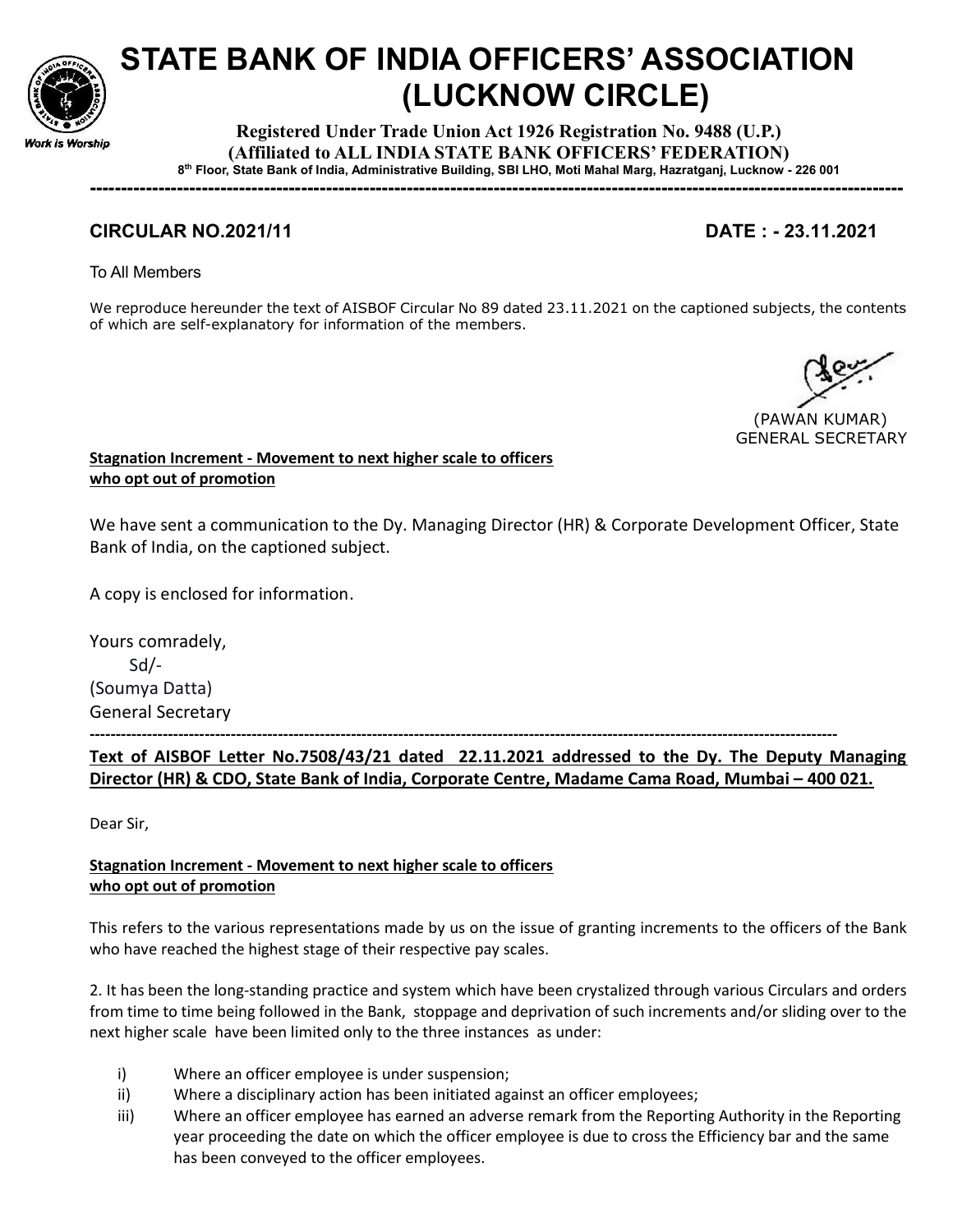# STATE BANK OF INDIA OFFICERS' ASSOCIATION (LUCKNOW CIRCLE)

Work is Worship

**Registered Under Trade Union Act 1926 Registration No. 9488 (U.P.)**
**(Affiliated to ALL INDIA STATE BANK OFFICERS' FEDERATION)**
**8th Floor, State Bank of India, Administrative Building, SBI LHO, Moti Mahal Marg, Hazratganj, Lucknow - 226 001**

---

**CIRCULAR NO.2021/11** **DATE : - 23.11.2021**

To All Members

We reproduce hereunder the text of AISBOF Circular No 89 dated 23.11.2021 on the captioned subjects, the contents of which are self-explanatory for information of the members.

(PAWAN KUMAR)
GENERAL SECRETARY

**Stagnation Increment - Movement to next higher scale to officers who opt out of promotion**

We have sent a communication to the Dy. Managing Director (HR) & Corporate Development Officer, State Bank of India, on the captioned subject.

A copy is enclosed for information.

Yours comradely,
Sd/-
(Soumya Datta)
General Secretary

---

**Text of AISBOF Letter No.7508/43/21 dated 22.11.2021 addressed to the Dy. The Deputy Managing Director (HR) & CDO, State Bank of India, Corporate Centre, Madame Cama Road, Mumbai – 400 021.**

Dear Sir,

**Stagnation Increment - Movement to next higher scale to officers who opt out of promotion**

This refers to the various representations made by us on the issue of granting increments to the officers of the Bank who have reached the highest stage of their respective pay scales.

2. It has been the long-standing practice and system which have been crystalized through various Circulars and orders from time to time being followed in the Bank, stoppage and deprivation of such increments and/or sliding over to the next higher scale have been limited only to the three instances as under:

i) Where an officer employee is under suspension;
ii) Where a disciplinary action has been initiated against an officer employees;
iii) Where an officer employee has earned an adverse remark from the Reporting Authority in the Reporting year proceeding the date on which the officer employee is due to cross the Efficiency bar and the same has been conveyed to the officer employees.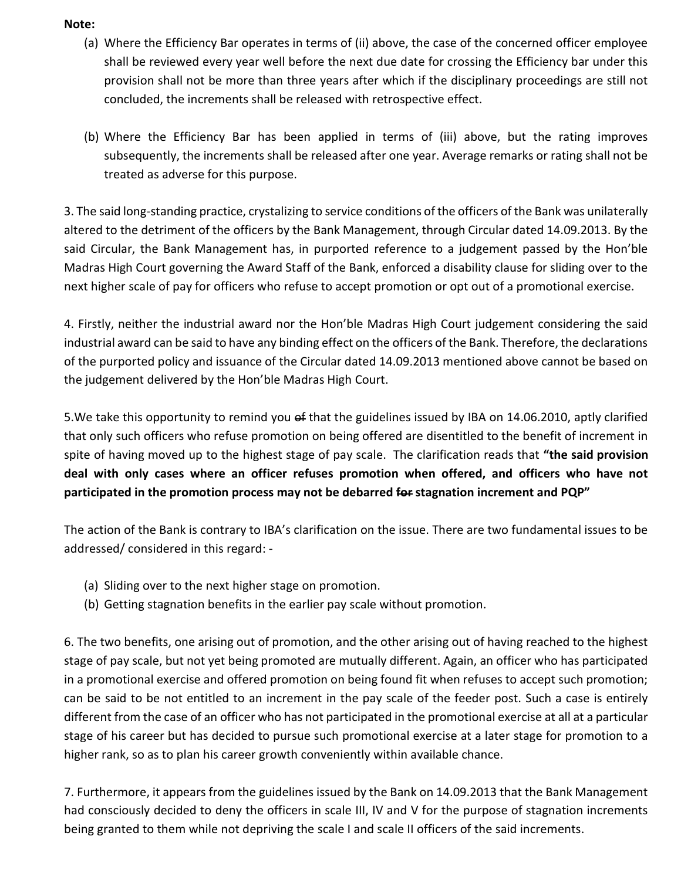**Note:**

(a) Where the Efficiency Bar operates in terms of (ii) above, the case of the concerned officer employee shall be reviewed every year well before the next due date for crossing the Efficiency bar under this provision shall not be more than three years after which if the disciplinary proceedings are still not concluded, the increments shall be released with retrospective effect.

(b) Where the Efficiency Bar has been applied in terms of (iii) above, but the rating improves subsequently, the increments shall be released after one year. Average remarks or rating shall not be treated as adverse for this purpose.

3. The said long-standing practice, crystalizing to service conditions of the officers of the Bank was unilaterally altered to the detriment of the officers by the Bank Management, through Circular dated 14.09.2013. By the said Circular, the Bank Management has, in purported reference to a judgement passed by the Hon'ble Madras High Court governing the Award Staff of the Bank, enforced a disability clause for sliding over to the next higher scale of pay for officers who refuse to accept promotion or opt out of a promotional exercise.

4. Firstly, neither the industrial award nor the Hon'ble Madras High Court judgement considering the said industrial award can be said to have any binding effect on the officers of the Bank. Therefore, the declarations of the purported policy and issuance of the Circular dated 14.09.2013 mentioned above cannot be based on the judgement delivered by the Hon'ble Madras High Court.

5.We take this opportunity to remind you ~~of~~ that the guidelines issued by IBA on 14.06.2010, aptly clarified that only such officers who refuse promotion on being offered are disentitled to the benefit of increment in spite of having moved up to the highest stage of pay scale. The clarification reads that **"the said provision deal with only cases where an officer refuses promotion when offered, and officers who have not participated in the promotion process may not be debarred ~~for~~ stagnation increment and PQP"**

The action of the Bank is contrary to IBA's clarification on the issue. There are two fundamental issues to be addressed/ considered in this regard: -

(a) Sliding over to the next higher stage on promotion.
(b) Getting stagnation benefits in the earlier pay scale without promotion.

6. The two benefits, one arising out of promotion, and the other arising out of having reached to the highest stage of pay scale, but not yet being promoted are mutually different. Again, an officer who has participated in a promotional exercise and offered promotion on being found fit when refuses to accept such promotion; can be said to be not entitled to an increment in the pay scale of the feeder post. Such a case is entirely different from the case of an officer who has not participated in the promotional exercise at all at a particular stage of his career but has decided to pursue such promotional exercise at a later stage for promotion to a higher rank, so as to plan his career growth conveniently within available chance.

7. Furthermore, it appears from the guidelines issued by the Bank on 14.09.2013 that the Bank Management had consciously decided to deny the officers in scale III, IV and V for the purpose of stagnation increments being granted to them while not depriving the scale I and scale II officers of the said increments.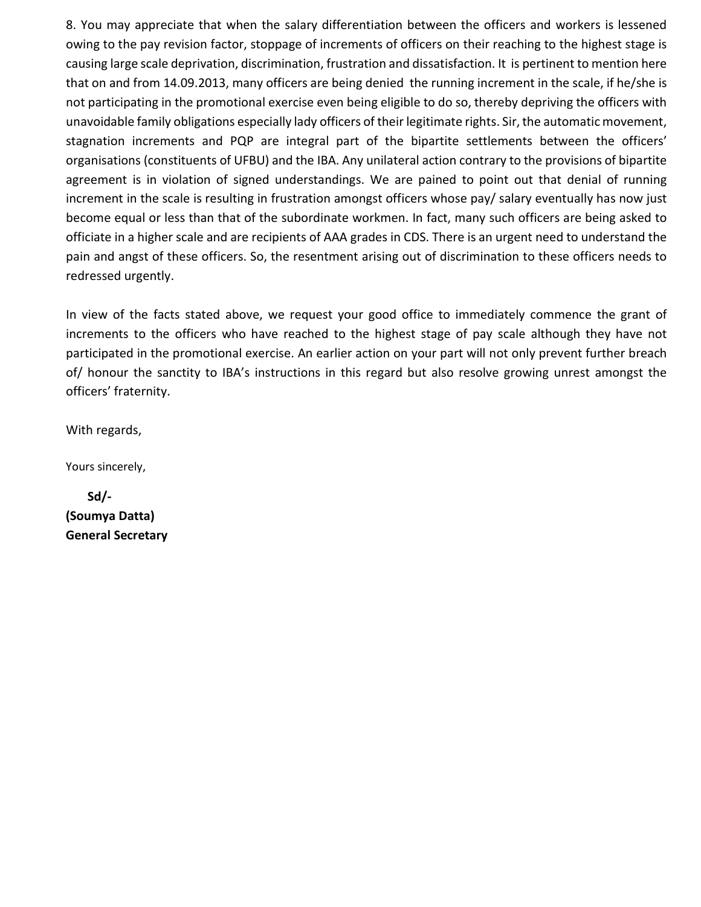8. You may appreciate that when the salary differentiation between the officers and workers is lessened owing to the pay revision factor, stoppage of increments of officers on their reaching to the highest stage is causing large scale deprivation, discrimination, frustration and dissatisfaction. It is pertinent to mention here that on and from 14.09.2013, many officers are being denied the running increment in the scale, if he/she is not participating in the promotional exercise even being eligible to do so, thereby depriving the officers with unavoidable family obligations especially lady officers of their legitimate rights. Sir, the automatic movement, stagnation increments and PQP are integral part of the bipartite settlements between the officers' organisations (constituents of UFBU) and the IBA. Any unilateral action contrary to the provisions of bipartite agreement is in violation of signed understandings. We are pained to point out that denial of running increment in the scale is resulting in frustration amongst officers whose pay/ salary eventually has now just become equal or less than that of the subordinate workmen. In fact, many such officers are being asked to officiate in a higher scale and are recipients of AAA grades in CDS. There is an urgent need to understand the pain and angst of these officers. So, the resentment arising out of discrimination to these officers needs to redressed urgently.

In view of the facts stated above, we request your good office to immediately commence the grant of increments to the officers who have reached to the highest stage of pay scale although they have not participated in the promotional exercise. An earlier action on your part will not only prevent further breach of/ honour the sanctity to IBA's instructions in this regard but also resolve growing unrest amongst the officers' fraternity.

With regards,

Yours sincerely,

**Sd/-**
**(Soumya Datta)**
**General Secretary**